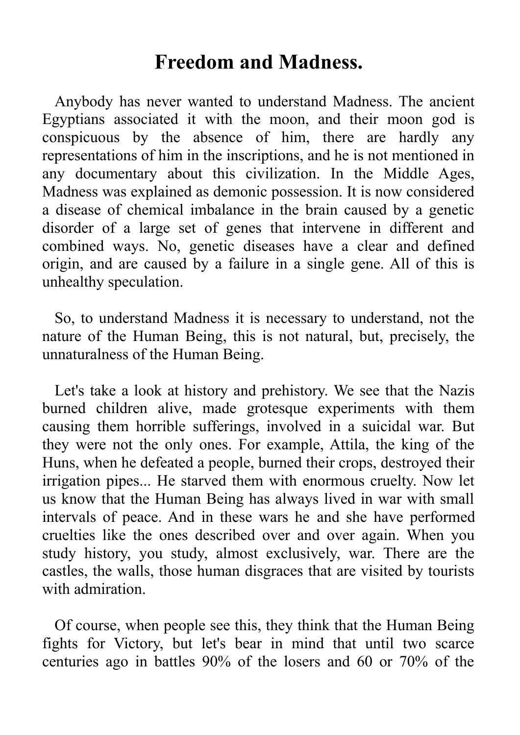# Freedom and Madness.

Anybody has never wanted to understand Madness. The ancient Egyptians associated it with the moon, and their moon god is conspicuous by the absence of him, there are hardly any representations of him in the inscriptions, and he is not mentioned in any documentary about this civilization. In the Middle Ages, Madness was explained as demonic possession. It is now considered a disease of chemical imbalance in the brain caused by a genetic disorder of a large set of genes that intervene in different and combined ways. No, genetic diseases have a clear and defined origin, and are caused by a failure in a single gene. All of this is unhealthy speculation.

So, to understand Madness it is necessary to understand, not the nature of the Human Being, this is not natural, but, precisely, the unnaturalness of the Human Being.

Let's take a look at history and prehistory. We see that the Nazis burned children alive, made grotesque experiments with them causing them horrible sufferings, involved in a suicidal war. But they were not the only ones. For example, Attila, the king of the Huns, when he defeated a people, burned their crops, destroyed their irrigation pipes... He starved them with enormous cruelty. Now let us know that the Human Being has always lived in war with small intervals of peace. And in these wars he and she have performed cruelties like the ones described over and over again. When you study history, you study, almost exclusively, war. There are the castles, the walls, those human disgraces that are visited by tourists with admiration.

Of course, when people see this, they think that the Human Being fights for Victory, but let's bear in mind that until two scarce centuries ago in battles 90% of the losers and 60 or 70% of the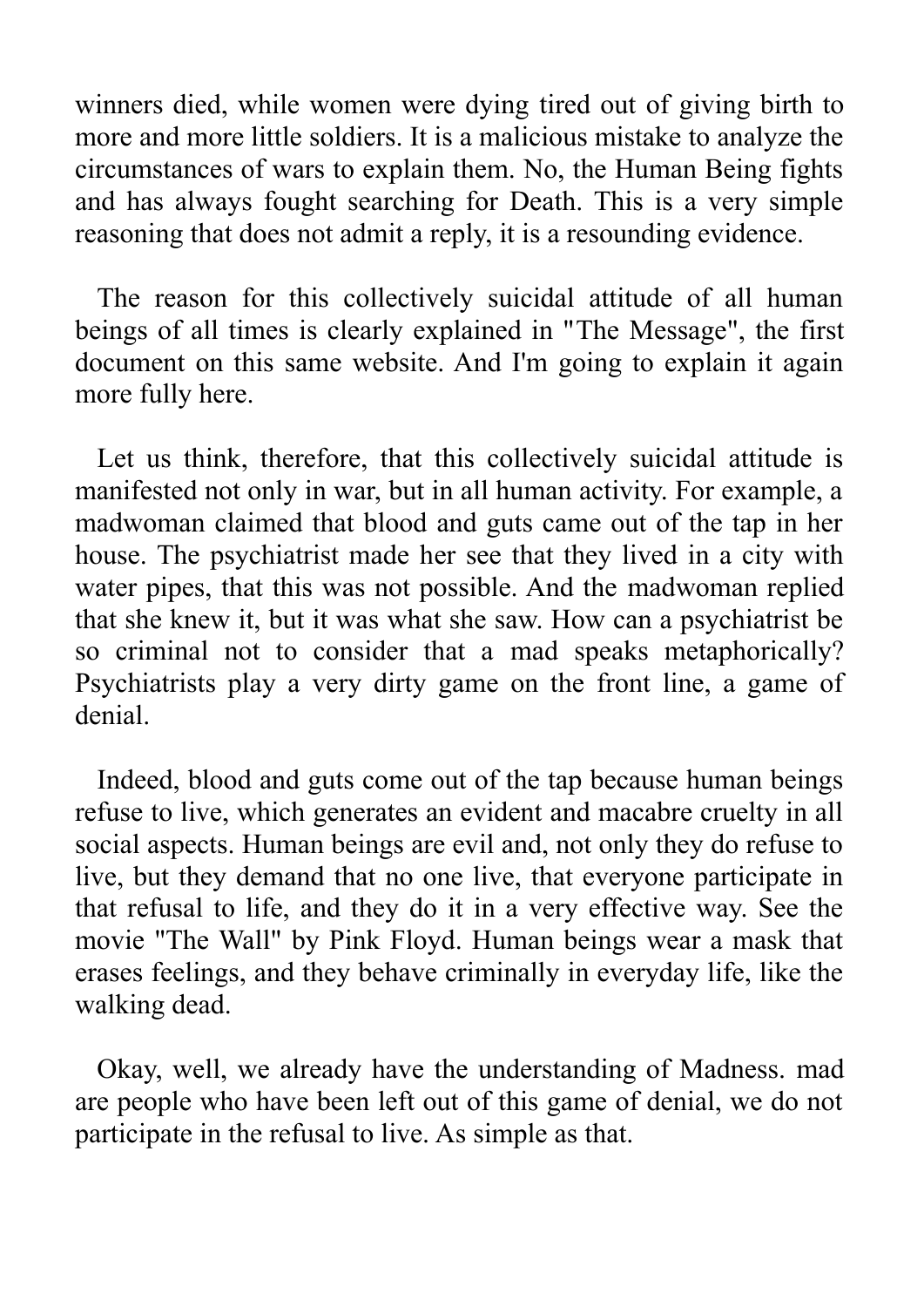winners died, while women were dying tired out of giving birth to more and more little soldiers. It is a malicious mistake to analyze the circumstances of wars to explain them. No, the Human Being fights and has always fought searching for Death. This is a very simple reasoning that does not admit a reply, it is a resounding evidence.

The reason for this collectively suicidal attitude of all human beings of all times is clearly explained in "The Message", the first document on this same website. And I'm going to explain it again more fully here.

Let us think, therefore, that this collectively suicidal attitude is manifested not only in war, but in all human activity. For example, a madwoman claimed that blood and guts came out of the tap in her house. The psychiatrist made her see that they lived in a city with water pipes, that this was not possible. And the madwoman replied that she knew it, but it was what she saw. How can a psychiatrist be so criminal not to consider that a mad speaks metaphorically? Psychiatrists play a very dirty game on the front line, a game of denial.

Indeed, blood and guts come out of the tap because human beings refuse to live, which generates an evident and macabre cruelty in all social aspects. Human beings are evil and, not only they do refuse to live, but they demand that no one live, that everyone participate in that refusal to life, and they do it in a very effective way. See the movie "The Wall" by Pink Floyd. Human beings wear a mask that erases feelings, and they behave criminally in everyday life, like the walking dead.

Okay, well, we already have the understanding of Madness. mad are people who have been left out of this game of denial, we do not participate in the refusal to live. As simple as that.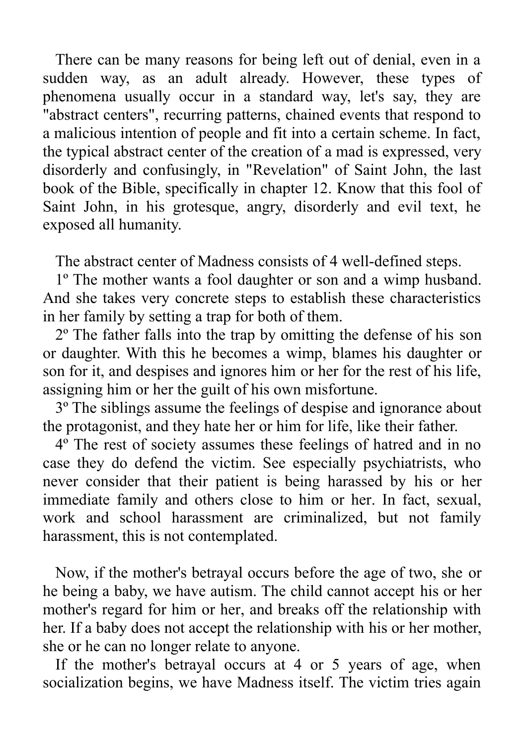There can be many reasons for being left out of denial, even in a sudden way, as an adult already. However, these types of phenomena usually occur in a standard way, let's say, they are "abstract centers", recurring patterns, chained events that respond to a malicious intention of people and fit into a certain scheme. In fact, the typical abstract center of the creation of a mad is expressed, very disorderly and confusingly, in "Revelation" of Saint John, the last book of the Bible, specifically in chapter 12. Know that this fool of Saint John, in his grotesque, angry, disorderly and evil text, he exposed all humanity.

The abstract center of Madness consists of 4 well-defined steps.

1º The mother wants a fool daughter or son and a wimp husband. And she takes very concrete steps to establish these characteristics in her family by setting a trap for both of them.

2º The father falls into the trap by omitting the defense of his son or daughter. With this he becomes a wimp, blames his daughter or son for it, and despises and ignores him or her for the rest of his life, assigning him or her the guilt of his own misfortune.

3º The siblings assume the feelings of despise and ignorance about the protagonist, and they hate her or him for life, like their father.

4º The rest of society assumes these feelings of hatred and in no case they do defend the victim. See especially psychiatrists, who never consider that their patient is being harassed by his or her immediate family and others close to him or her. In fact, sexual, work and school harassment are criminalized, but not family harassment, this is not contemplated.

Now, if the mother's betrayal occurs before the age of two, she or he being a baby, we have autism. The child cannot accept his or her mother's regard for him or her, and breaks off the relationship with her. If a baby does not accept the relationship with his or her mother, she or he can no longer relate to anyone.

If the mother's betrayal occurs at 4 or 5 years of age, when socialization begins, we have Madness itself. The victim tries again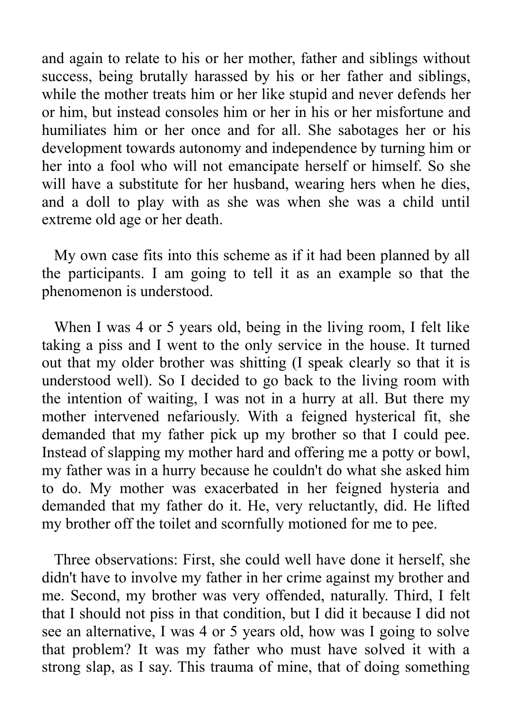and again to relate to his or her mother, father and siblings without success, being brutally harassed by his or her father and siblings, while the mother treats him or her like stupid and never defends her or him, but instead consoles him or her in his or her misfortune and humiliates him or her once and for all. She sabotages her or his development towards autonomy and independence by turning him or her into a fool who will not emancipate herself or himself. So she will have a substitute for her husband, wearing hers when he dies, and a doll to play with as she was when she was a child until extreme old age or her death.

My own case fits into this scheme as if it had been planned by all the participants. I am going to tell it as an example so that the phenomenon is understood.

When I was 4 or 5 years old, being in the living room, I felt like taking a piss and I went to the only service in the house. It turned out that my older brother was shitting (I speak clearly so that it is understood well). So I decided to go back to the living room with the intention of waiting, I was not in a hurry at all. But there my mother intervened nefariously. With a feigned hysterical fit, she demanded that my father pick up my brother so that I could pee. Instead of slapping my mother hard and offering me a potty or bowl, my father was in a hurry because he couldn't do what she asked him to do. My mother was exacerbated in her feigned hysteria and demanded that my father do it. He, very reluctantly, did. He lifted my brother off the toilet and scornfully motioned for me to pee.

Three observations: First, she could well have done it herself, she didn't have to involve my father in her crime against my brother and me. Second, my brother was very offended, naturally. Third, I felt that I should not piss in that condition, but I did it because I did not see an alternative, I was 4 or 5 years old, how was I going to solve that problem? It was my father who must have solved it with a strong slap, as I say. This trauma of mine, that of doing something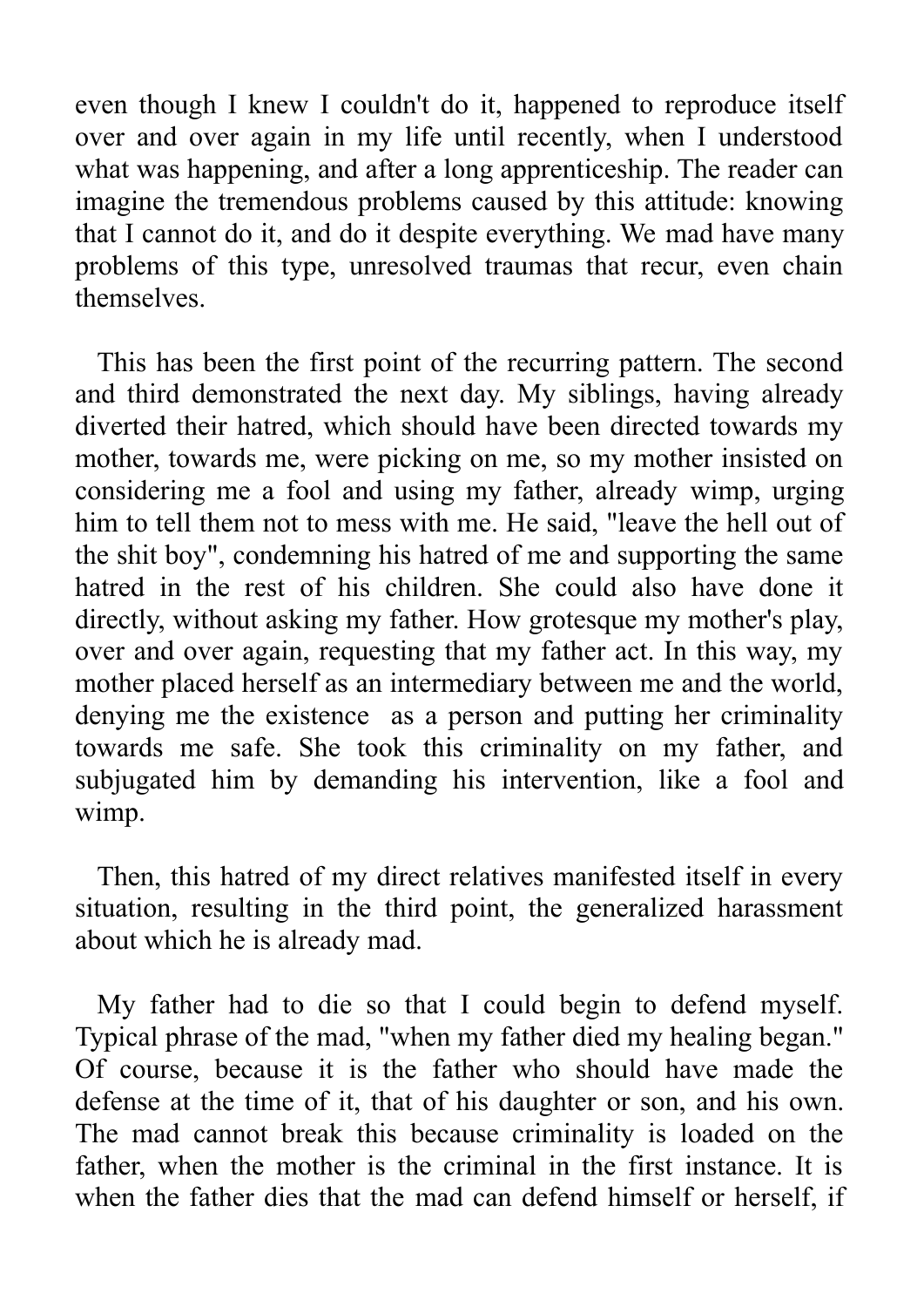even though I knew I couldn't do it, happened to reproduce itself over and over again in my life until recently, when I understood what was happening, and after a long apprenticeship. The reader can imagine the tremendous problems caused by this attitude: knowing that I cannot do it, and do it despite everything. We mad have many problems of this type, unresolved traumas that recur, even chain themselves.

This has been the first point of the recurring pattern. The second and third demonstrated the next day. My siblings, having already diverted their hatred, which should have been directed towards my mother, towards me, were picking on me, so my mother insisted on considering me a fool and using my father, already wimp, urging him to tell them not to mess with me. He said, "leave the hell out of the shit boy", condemning his hatred of me and supporting the same hatred in the rest of his children. She could also have done it directly, without asking my father. How grotesque my mother's play, over and over again, requesting that my father act. In this way, my mother placed herself as an intermediary between me and the world, denying me the existence as a person and putting her criminality towards me safe. She took this criminality on my father, and subjugated him by demanding his intervention, like a fool and wimp.

Then, this hatred of my direct relatives manifested itself in every situation, resulting in the third point, the generalized harassment about which he is already mad.

My father had to die so that I could begin to defend myself. Typical phrase of the mad, "when my father died my healing began." Of course, because it is the father who should have made the defense at the time of it, that of his daughter or son, and his own. The mad cannot break this because criminality is loaded on the father, when the mother is the criminal in the first instance. It is when the father dies that the mad can defend himself or herself, if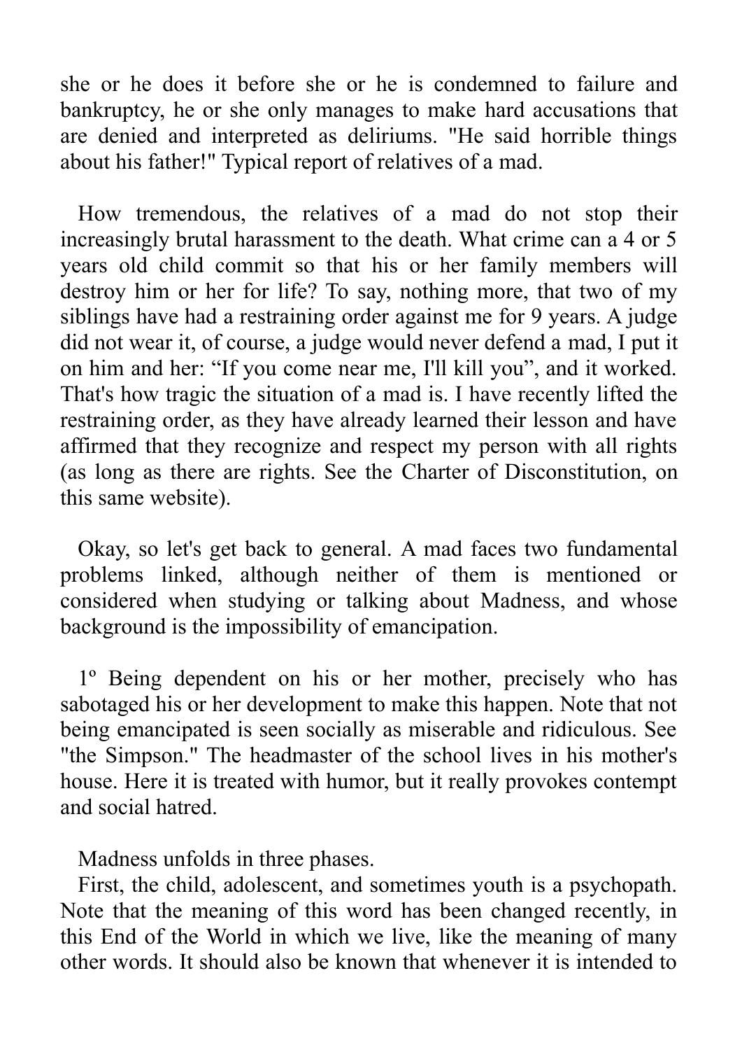she or he does it before she or he is condemned to failure and bankruptcy, he or she only manages to make hard accusations that are denied and interpreted as deliriums. "He said horrible things about his father!" Typical report of relatives of a mad.

How tremendous, the relatives of a mad do not stop their increasingly brutal harassment to the death. What crime can a 4 or 5 years old child commit so that his or her family members will destroy him or her for life? To say, nothing more, that two of my siblings have had a restraining order against me for 9 years. A judge did not wear it, of course, a judge would never defend a mad, I put it on him and her: “If you come near me, I'll kill you”, and it worked. That's how tragic the situation of a mad is. I have recently lifted the restraining order, as they have already learned their lesson and have affirmed that they recognize and respect my person with all rights (as long as there are rights. See the Charter of Disconstitution, on this same website).

Okay, so let's get back to general. A mad faces two fundamental problems linked, although neither of them is mentioned or considered when studying or talking about Madness, and whose background is the impossibility of emancipation.

1º Being dependent on his or her mother, precisely who has sabotaged his or her development to make this happen. Note that not being emancipated is seen socially as miserable and ridiculous. See "the Simpson." The headmaster of the school lives in his mother's house. Here it is treated with humor, but it really provokes contempt and social hatred.

Madness unfolds in three phases.

First, the child, adolescent, and sometimes youth is a psychopath. Note that the meaning of this word has been changed recently, in this End of the World in which we live, like the meaning of many other words. It should also be known that whenever it is intended to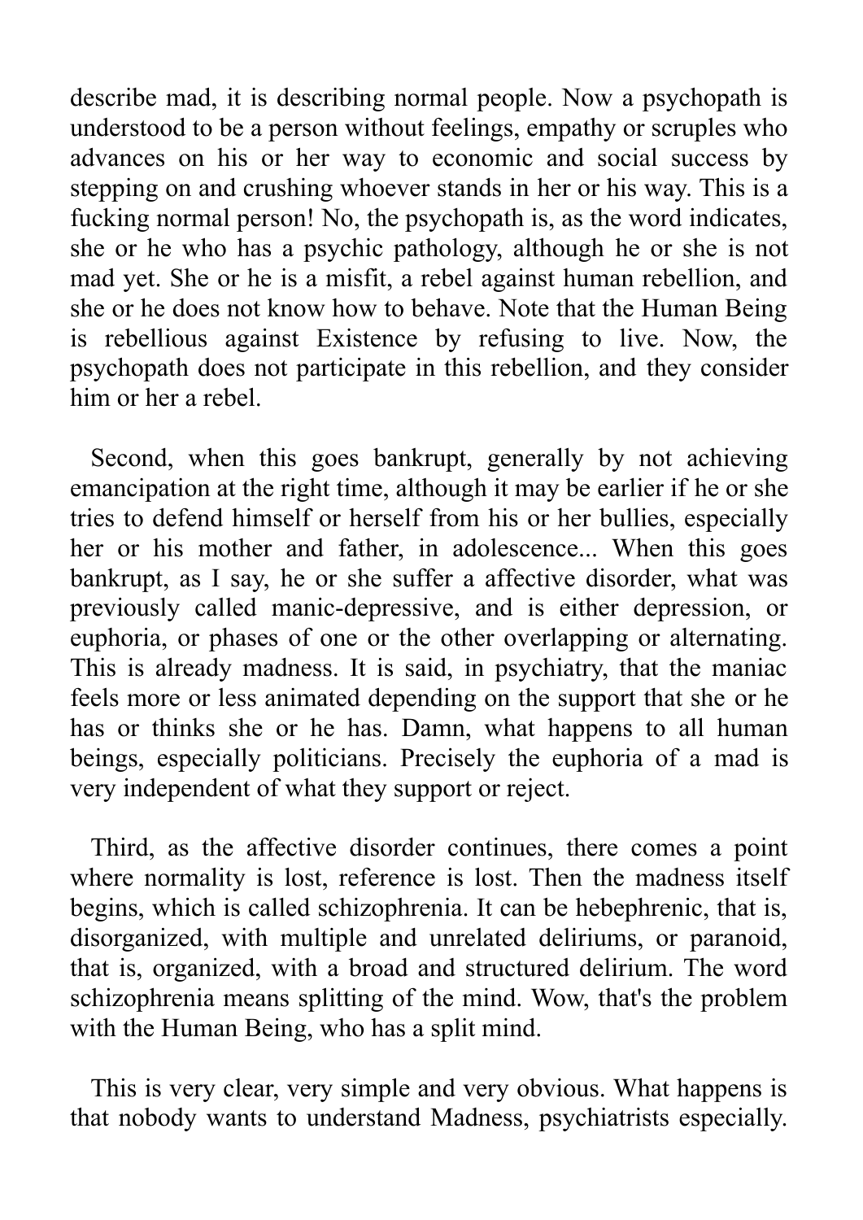describe mad, it is describing normal people. Now a psychopath is understood to be a person without feelings, empathy or scruples who advances on his or her way to economic and social success by stepping on and crushing whoever stands in her or his way. This is a fucking normal person! No, the psychopath is, as the word indicates, she or he who has a psychic pathology, although he or she is not mad yet. She or he is a misfit, a rebel against human rebellion, and she or he does not know how to behave. Note that the Human Being is rebellious against Existence by refusing to live. Now, the psychopath does not participate in this rebellion, and they consider him or her a rebel.

Second, when this goes bankrupt, generally by not achieving emancipation at the right time, although it may be earlier if he or she tries to defend himself or herself from his or her bullies, especially her or his mother and father, in adolescence... When this goes bankrupt, as I say, he or she suffer a affective disorder, what was previously called manic-depressive, and is either depression, or euphoria, or phases of one or the other overlapping or alternating. This is already madness. It is said, in psychiatry, that the maniac feels more or less animated depending on the support that she or he has or thinks she or he has. Damn, what happens to all human beings, especially politicians. Precisely the euphoria of a mad is very independent of what they support or reject.

Third, as the affective disorder continues, there comes a point where normality is lost, reference is lost. Then the madness itself begins, which is called schizophrenia. It can be hebephrenic, that is, disorganized, with multiple and unrelated deliriums, or paranoid, that is, organized, with a broad and structured delirium. The word schizophrenia means splitting of the mind. Wow, that's the problem with the Human Being, who has a split mind.

This is very clear, very simple and very obvious. What happens is that nobody wants to understand Madness, psychiatrists especially.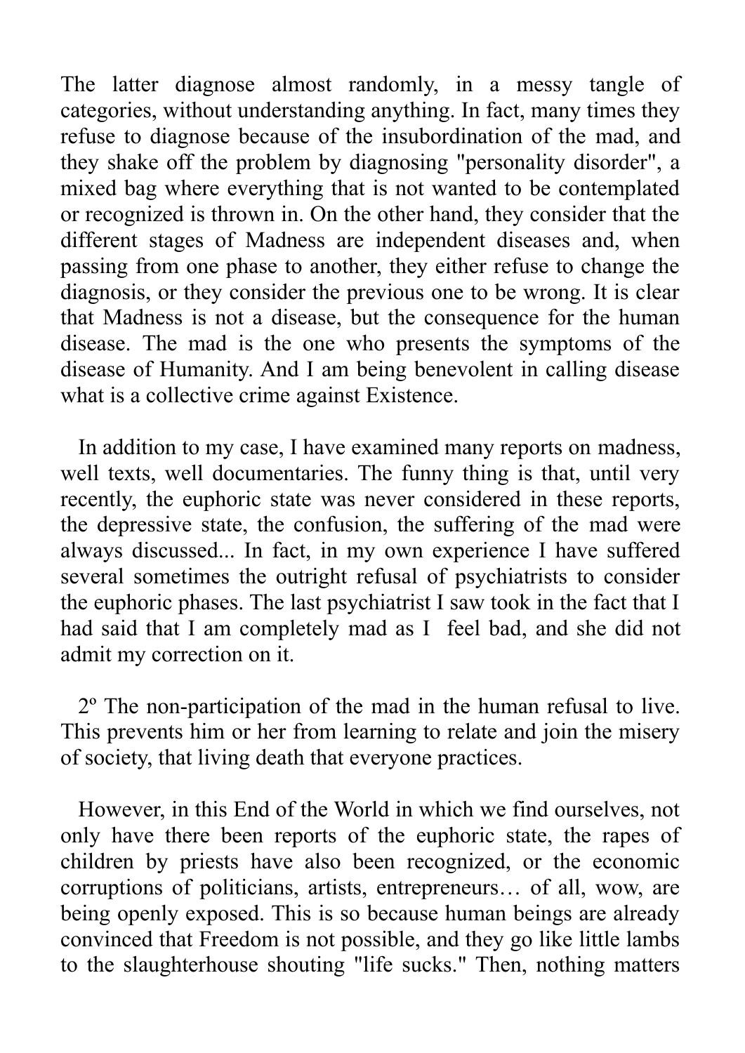The latter diagnose almost randomly, in a messy tangle of categories, without understanding anything. In fact, many times they refuse to diagnose because of the insubordination of the mad, and they shake off the problem by diagnosing "personality disorder", a mixed bag where everything that is not wanted to be contemplated or recognized is thrown in. On the other hand, they consider that the different stages of Madness are independent diseases and, when passing from one phase to another, they either refuse to change the diagnosis, or they consider the previous one to be wrong. It is clear that Madness is not a disease, but the consequence for the human disease. The mad is the one who presents the symptoms of the disease of Humanity. And I am being benevolent in calling disease what is a collective crime against Existence.

In addition to my case, I have examined many reports on madness, well texts, well documentaries. The funny thing is that, until very recently, the euphoric state was never considered in these reports, the depressive state, the confusion, the suffering of the mad were always discussed... In fact, in my own experience I have suffered several sometimes the outright refusal of psychiatrists to consider the euphoric phases. The last psychiatrist I saw took in the fact that I had said that I am completely mad as I feel bad, and she did not admit my correction on it.

2º The non-participation of the mad in the human refusal to live. This prevents him or her from learning to relate and join the misery of society, that living death that everyone practices.

However, in this End of the World in which we find ourselves, not only have there been reports of the euphoric state, the rapes of children by priests have also been recognized, or the economic corruptions of politicians, artists, entrepreneurs… of all, wow, are being openly exposed. This is so because human beings are already convinced that Freedom is not possible, and they go like little lambs to the slaughterhouse shouting "life sucks." Then, nothing matters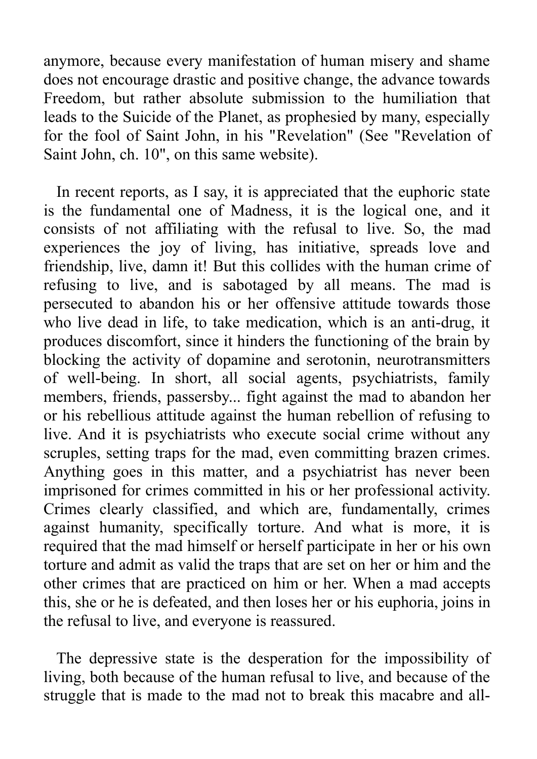anymore, because every manifestation of human misery and shame does not encourage drastic and positive change, the advance towards Freedom, but rather absolute submission to the humiliation that leads to the Suicide of the Planet, as prophesied by many, especially for the fool of Saint John, in his "Revelation" (See "Revelation of Saint John, ch. 10", on this same website).

In recent reports, as I say, it is appreciated that the euphoric state is the fundamental one of Madness, it is the logical one, and it consists of not affiliating with the refusal to live. So, the mad experiences the joy of living, has initiative, spreads love and friendship, live, damn it! But this collides with the human crime of refusing to live, and is sabotaged by all means. The mad is persecuted to abandon his or her offensive attitude towards those who live dead in life, to take medication, which is an anti-drug, it produces discomfort, since it hinders the functioning of the brain by blocking the activity of dopamine and serotonin, neurotransmitters of well-being. In short, all social agents, psychiatrists, family members, friends, passersby... fight against the mad to abandon her or his rebellious attitude against the human rebellion of refusing to live. And it is psychiatrists who execute social crime without any scruples, setting traps for the mad, even committing brazen crimes. Anything goes in this matter, and a psychiatrist has never been imprisoned for crimes committed in his or her professional activity. Crimes clearly classified, and which are, fundamentally, crimes against humanity, specifically torture. And what is more, it is required that the mad himself or herself participate in her or his own torture and admit as valid the traps that are set on her or him and the other crimes that are practiced on him or her. When a mad accepts this, she or he is defeated, and then loses her or his euphoria, joins in the refusal to live, and everyone is reassured.

The depressive state is the desperation for the impossibility of living, both because of the human refusal to live, and because of the struggle that is made to the mad not to break this macabre and all-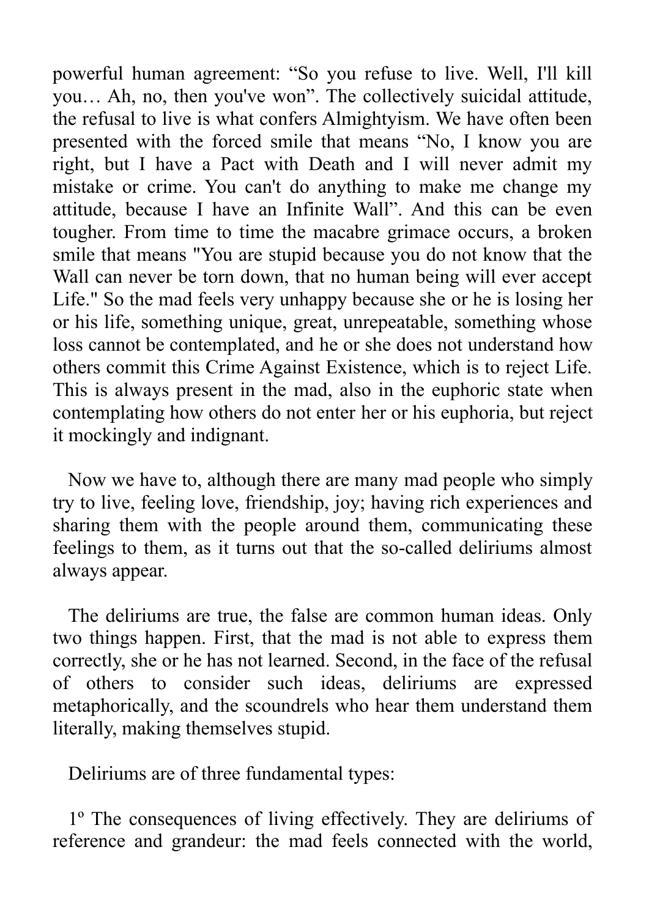powerful human agreement: “So you refuse to live. Well, I'll kill you… Ah, no, then you've won”. The collectively suicidal attitude, the refusal to live is what confers Almightyism. We have often been presented with the forced smile that means “No, I know you are right, but I have a Pact with Death and I will never admit my mistake or crime. You can't do anything to make me change my attitude, because I have an Infinite Wall”. And this can be even tougher. From time to time the macabre grimace occurs, a broken smile that means "You are stupid because you do not know that the Wall can never be torn down, that no human being will ever accept Life." So the mad feels very unhappy because she or he is losing her or his life, something unique, great, unrepeatable, something whose loss cannot be contemplated, and he or she does not understand how others commit this Crime Against Existence, which is to reject Life. This is always present in the mad, also in the euphoric state when contemplating how others do not enter her or his euphoria, but reject it mockingly and indignant.

Now we have to, although there are many mad people who simply try to live, feeling love, friendship, joy; having rich experiences and sharing them with the people around them, communicating these feelings to them, as it turns out that the so-called deliriums almost always appear.

The deliriums are true, the false are common human ideas. Only two things happen. First, that the mad is not able to express them correctly, she or he has not learned. Second, in the face of the refusal of others to consider such ideas, deliriums are expressed metaphorically, and the scoundrels who hear them understand them literally, making themselves stupid.

Deliriums are of three fundamental types:

1º The consequences of living effectively. They are deliriums of reference and grandeur: the mad feels connected with the world,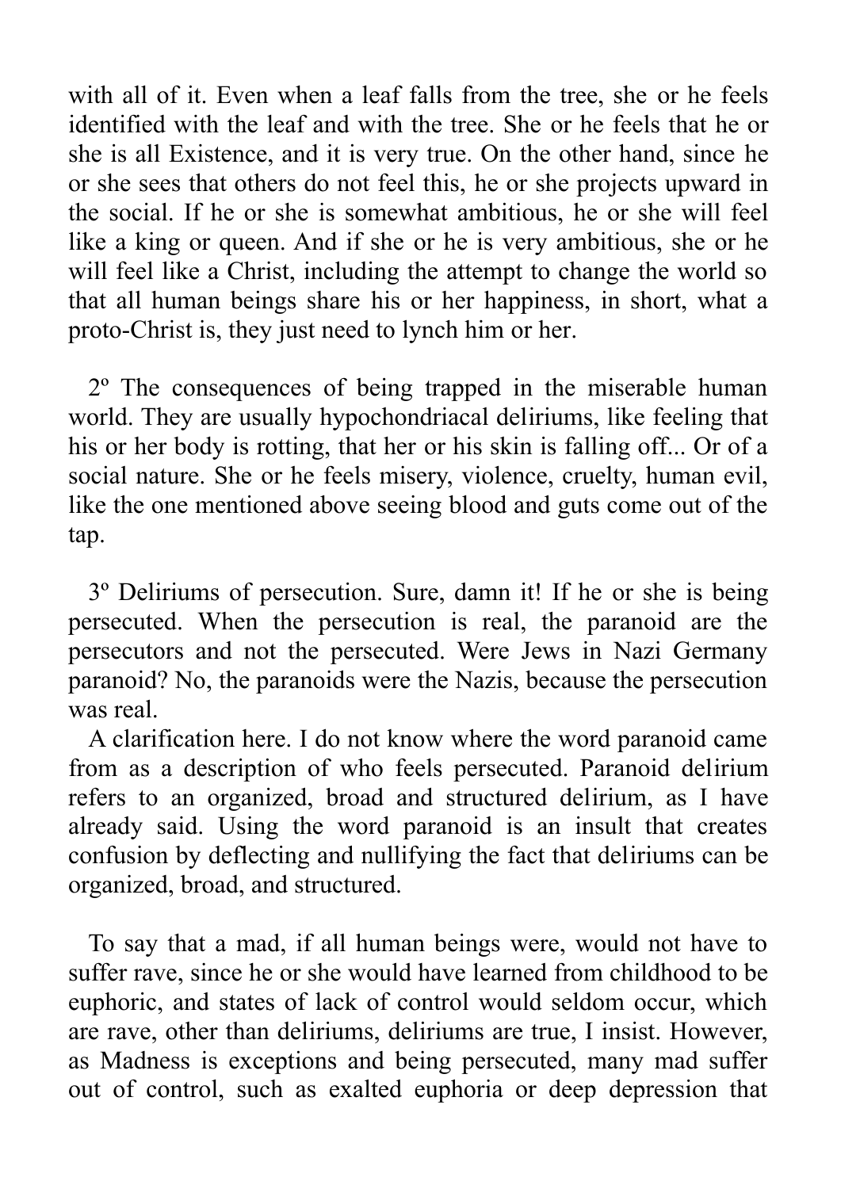with all of it. Even when a leaf falls from the tree, she or he feels identified with the leaf and with the tree. She or he feels that he or she is all Existence, and it is very true. On the other hand, since he or she sees that others do not feel this, he or she projects upward in the social. If he or she is somewhat ambitious, he or she will feel like a king or queen. And if she or he is very ambitious, she or he will feel like a Christ, including the attempt to change the world so that all human beings share his or her happiness, in short, what a proto-Christ is, they just need to lynch him or her.

2º The consequences of being trapped in the miserable human world. They are usually hypochondriacal deliriums, like feeling that his or her body is rotting, that her or his skin is falling off... Or of a social nature. She or he feels misery, violence, cruelty, human evil, like the one mentioned above seeing blood and guts come out of the tap.

3º Deliriums of persecution. Sure, damn it! If he or she is being persecuted. When the persecution is real, the paranoid are the persecutors and not the persecuted. Were Jews in Nazi Germany paranoid? No, the paranoids were the Nazis, because the persecution was real.

A clarification here. I do not know where the word paranoid came from as a description of who feels persecuted. Paranoid delirium refers to an organized, broad and structured delirium, as I have already said. Using the word paranoid is an insult that creates confusion by deflecting and nullifying the fact that deliriums can be organized, broad, and structured.

To say that a mad, if all human beings were, would not have to suffer rave, since he or she would have learned from childhood to be euphoric, and states of lack of control would seldom occur, which are rave, other than deliriums, deliriums are true, I insist. However, as Madness is exceptions and being persecuted, many mad suffer out of control, such as exalted euphoria or deep depression that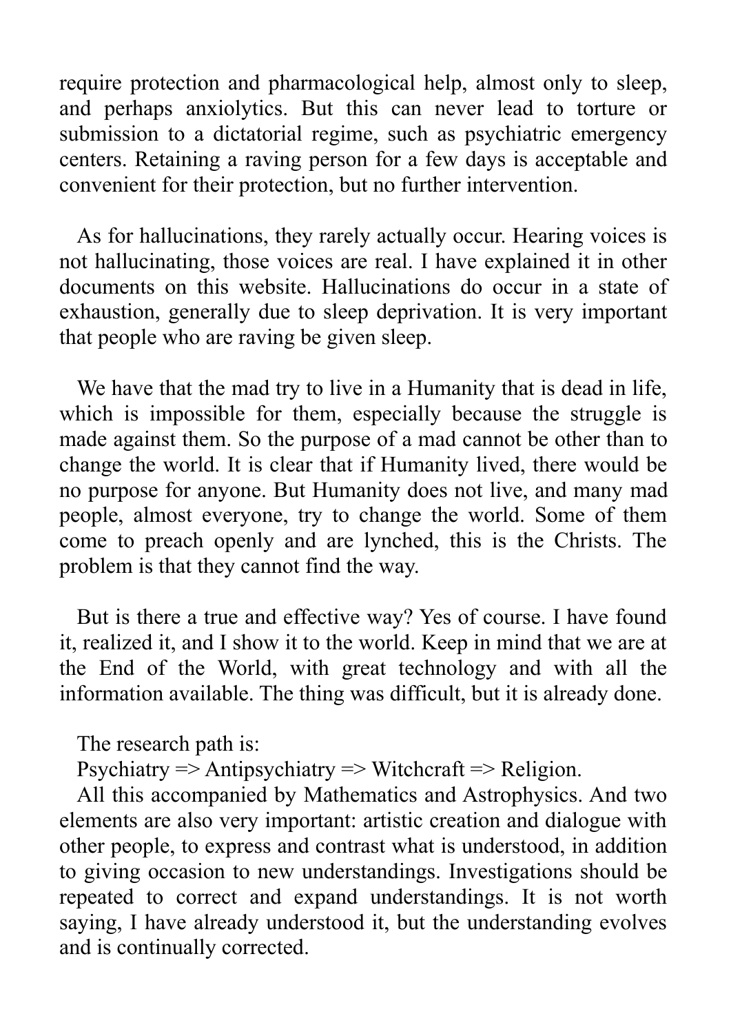require protection and pharmacological help, almost only to sleep, and perhaps anxiolytics. But this can never lead to torture or submission to a dictatorial regime, such as psychiatric emergency centers. Retaining a raving person for a few days is acceptable and convenient for their protection, but no further intervention.

As for hallucinations, they rarely actually occur. Hearing voices is not hallucinating, those voices are real. I have explained it in other documents on this website. Hallucinations do occur in a state of exhaustion, generally due to sleep deprivation. It is very important that people who are raving be given sleep.

We have that the mad try to live in a Humanity that is dead in life, which is impossible for them, especially because the struggle is made against them. So the purpose of a mad cannot be other than to change the world. It is clear that if Humanity lived, there would be no purpose for anyone. But Humanity does not live, and many mad people, almost everyone, try to change the world. Some of them come to preach openly and are lynched, this is the Christs. The problem is that they cannot find the way.

But is there a true and effective way? Yes of course. I have found it, realized it, and I show it to the world. Keep in mind that we are at the End of the World, with great technology and with all the information available. The thing was difficult, but it is already done.

The research path is:
Psychiatry => Antipsychiatry => Witchcraft => Religion.
All this accompanied by Mathematics and Astrophysics. And two elements are also very important: artistic creation and dialogue with other people, to express and contrast what is understood, in addition to giving occasion to new understandings. Investigations should be repeated to correct and expand understandings. It is not worth saying, I have already understood it, but the understanding evolves and is continually corrected.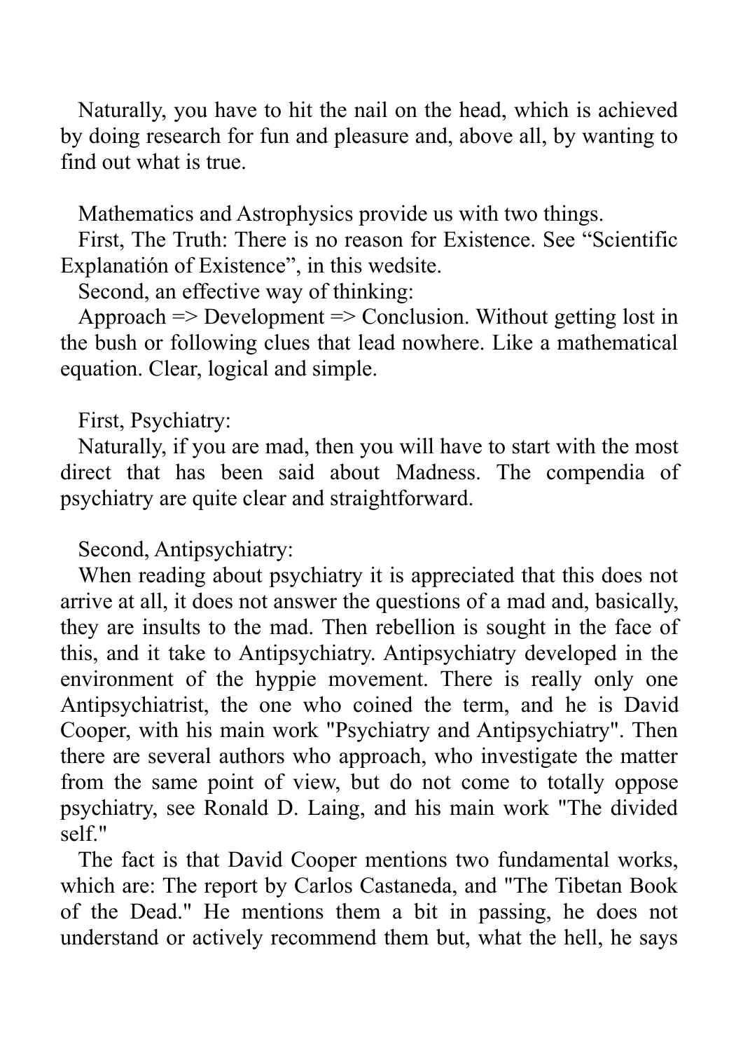Naturally, you have to hit the nail on the head, which is achieved by doing research for fun and pleasure and, above all, by wanting to find out what is true.

Mathematics and Astrophysics provide us with two things.
First, The Truth: There is no reason for Existence. See "Scientific Explanatión of Existence", in this wedsite.
Second, an effective way of thinking:
Approach => Development => Conclusion. Without getting lost in the bush or following clues that lead nowhere. Like a mathematical equation. Clear, logical and simple.

First, Psychiatry:
Naturally, if you are mad, then you will have to start with the most direct that has been said about Madness. The compendia of psychiatry are quite clear and straightforward.

Second, Antipsychiatry:
When reading about psychiatry it is appreciated that this does not arrive at all, it does not answer the questions of a mad and, basically, they are insults to the mad. Then rebellion is sought in the face of this, and it take to Antipsychiatry. Antipsychiatry developed in the environment of the hyppie movement. There is really only one Antipsychiatrist, the one who coined the term, and he is David Cooper, with his main work "Psychiatry and Antipsychiatry". Then there are several authors who approach, who investigate the matter from the same point of view, but do not come to totally oppose psychiatry, see Ronald D. Laing, and his main work "The divided self."
The fact is that David Cooper mentions two fundamental works, which are: The report by Carlos Castaneda, and "The Tibetan Book of the Dead." He mentions them a bit in passing, he does not understand or actively recommend them but, what the hell, he says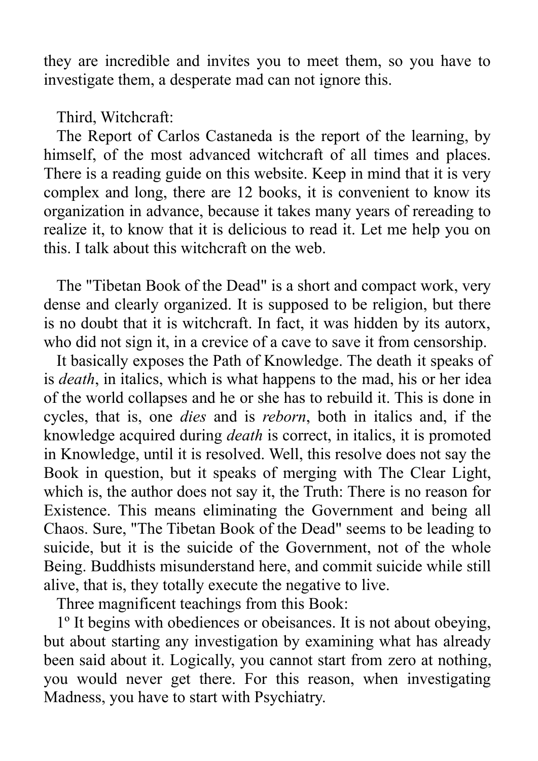they are incredible and invites you to meet them, so you have to investigate them, a desperate mad can not ignore this.

Third, Witchcraft:

The Report of Carlos Castaneda is the report of the learning, by himself, of the most advanced witchcraft of all times and places. There is a reading guide on this website. Keep in mind that it is very complex and long, there are 12 books, it is convenient to know its organization in advance, because it takes many years of rereading to realize it, to know that it is delicious to read it. Let me help you on this. I talk about this witchcraft on the web.

The "Tibetan Book of the Dead" is a short and compact work, very dense and clearly organized. It is supposed to be religion, but there is no doubt that it is witchcraft. In fact, it was hidden by its autorx, who did not sign it, in a crevice of a cave to save it from censorship.

It basically exposes the Path of Knowledge. The death it speaks of is *death*, in italics, which is what happens to the mad, his or her idea of the world collapses and he or she has to rebuild it. This is done in cycles, that is, one *dies* and is *reborn*, both in italics and, if the knowledge acquired during *death* is correct, in italics, it is promoted in Knowledge, until it is resolved. Well, this resolve does not say the Book in question, but it speaks of merging with The Clear Light, which is, the author does not say it, the Truth: There is no reason for Existence. This means eliminating the Government and being all Chaos. Sure, "The Tibetan Book of the Dead" seems to be leading to suicide, but it is the suicide of the Government, not of the whole Being. Buddhists misunderstand here, and commit suicide while still alive, that is, they totally execute the negative to live.

Three magnificent teachings from this Book:

1º It begins with obediences or obeisances. It is not about obeying, but about starting any investigation by examining what has already been said about it. Logically, you cannot start from zero at nothing, you would never get there. For this reason, when investigating Madness, you have to start with Psychiatry.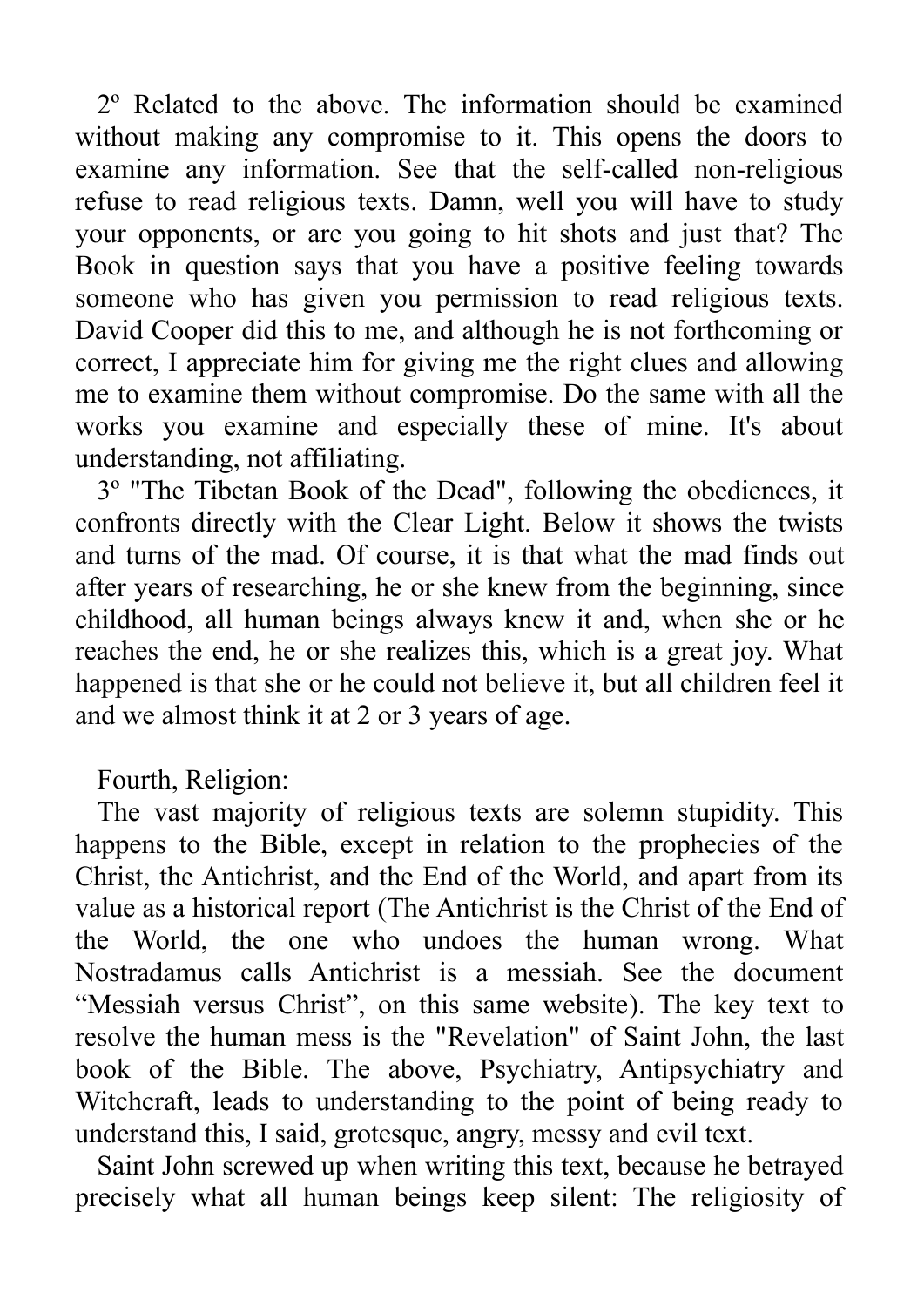2º Related to the above. The information should be examined without making any compromise to it. This opens the doors to examine any information. See that the self-called non-religious refuse to read religious texts. Damn, well you will have to study your opponents, or are you going to hit shots and just that? The Book in question says that you have a positive feeling towards someone who has given you permission to read religious texts. David Cooper did this to me, and although he is not forthcoming or correct, I appreciate him for giving me the right clues and allowing me to examine them without compromise. Do the same with all the works you examine and especially these of mine. It's about understanding, not affiliating.

3º "The Tibetan Book of the Dead", following the obediences, it confronts directly with the Clear Light. Below it shows the twists and turns of the mad. Of course, it is that what the mad finds out after years of researching, he or she knew from the beginning, since childhood, all human beings always knew it and, when she or he reaches the end, he or she realizes this, which is a great joy. What happened is that she or he could not believe it, but all children feel it and we almost think it at 2 or 3 years of age.

Fourth, Religion:

The vast majority of religious texts are solemn stupidity. This happens to the Bible, except in relation to the prophecies of the Christ, the Antichrist, and the End of the World, and apart from its value as a historical report (The Antichrist is the Christ of the End of the World, the one who undoes the human wrong. What Nostradamus calls Antichrist is a messiah. See the document "Messiah versus Christ", on this same website). The key text to resolve the human mess is the "Revelation" of Saint John, the last book of the Bible. The above, Psychiatry, Antipsychiatry and Witchcraft, leads to understanding to the point of being ready to understand this, I said, grotesque, angry, messy and evil text.

Saint John screwed up when writing this text, because he betrayed precisely what all human beings keep silent: The religiosity of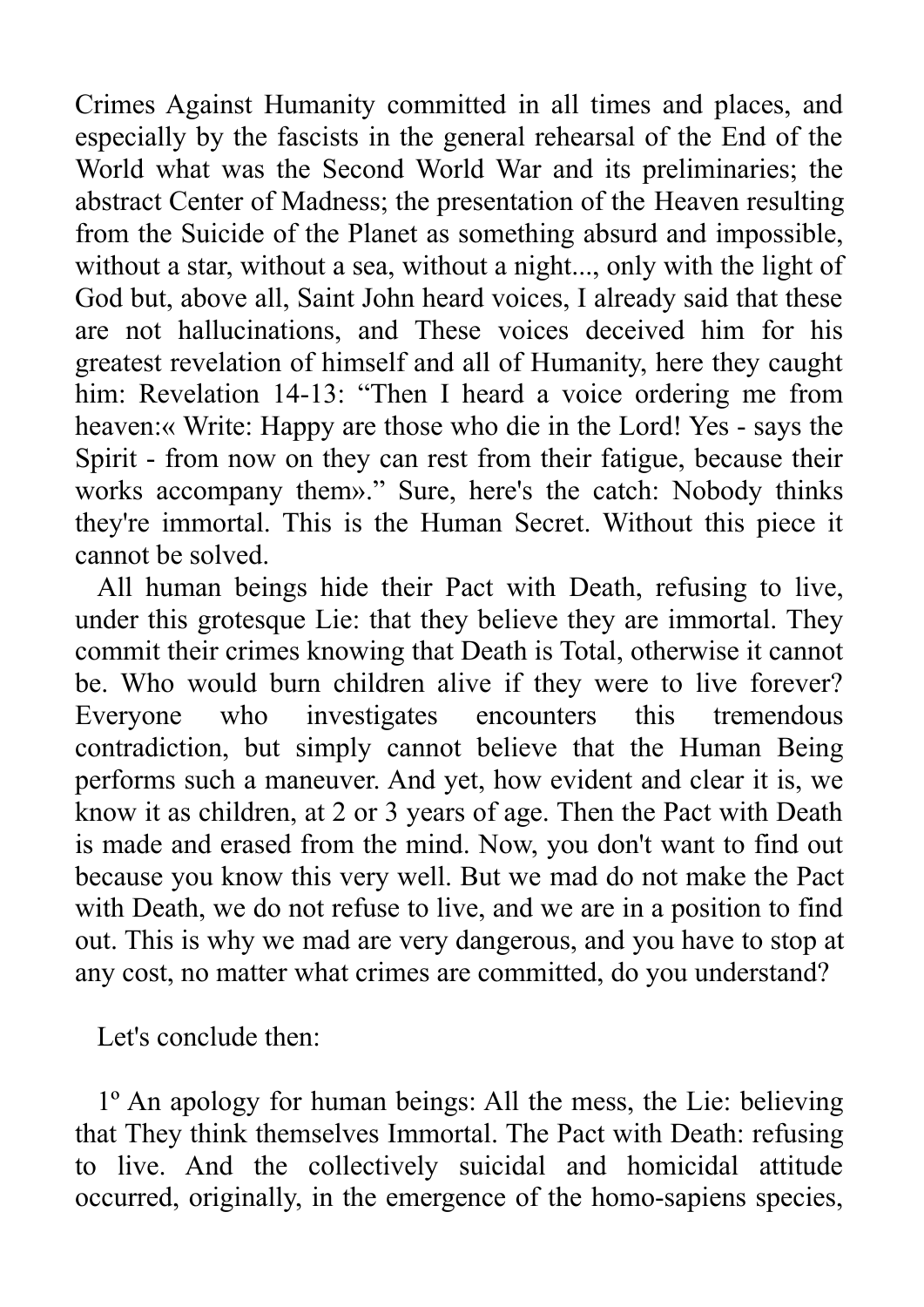Crimes Against Humanity committed in all times and places, and especially by the fascists in the general rehearsal of the End of the World what was the Second World War and its preliminaries; the abstract Center of Madness; the presentation of the Heaven resulting from the Suicide of the Planet as something absurd and impossible, without a star, without a sea, without a night..., only with the light of God but, above all, Saint John heard voices, I already said that these are not hallucinations, and These voices deceived him for his greatest revelation of himself and all of Humanity, here they caught him: Revelation 14-13: “Then I heard a voice ordering me from heaven:« Write: Happy are those who die in the Lord! Yes - says the Spirit - from now on they can rest from their fatigue, because their works accompany them».” Sure, here's the catch: Nobody thinks they're immortal. This is the Human Secret. Without this piece it cannot be solved.

All human beings hide their Pact with Death, refusing to live, under this grotesque Lie: that they believe they are immortal. They commit their crimes knowing that Death is Total, otherwise it cannot be. Who would burn children alive if they were to live forever? Everyone who investigates encounters this tremendous contradiction, but simply cannot believe that the Human Being performs such a maneuver. And yet, how evident and clear it is, we know it as children, at 2 or 3 years of age. Then the Pact with Death is made and erased from the mind. Now, you don't want to find out because you know this very well. But we mad do not make the Pact with Death, we do not refuse to live, and we are in a position to find out. This is why we mad are very dangerous, and you have to stop at any cost, no matter what crimes are committed, do you understand?

Let's conclude then:

1º An apology for human beings: All the mess, the Lie: believing that They think themselves Immortal. The Pact with Death: refusing to live. And the collectively suicidal and homicidal attitude occurred, originally, in the emergence of the homo-sapiens species,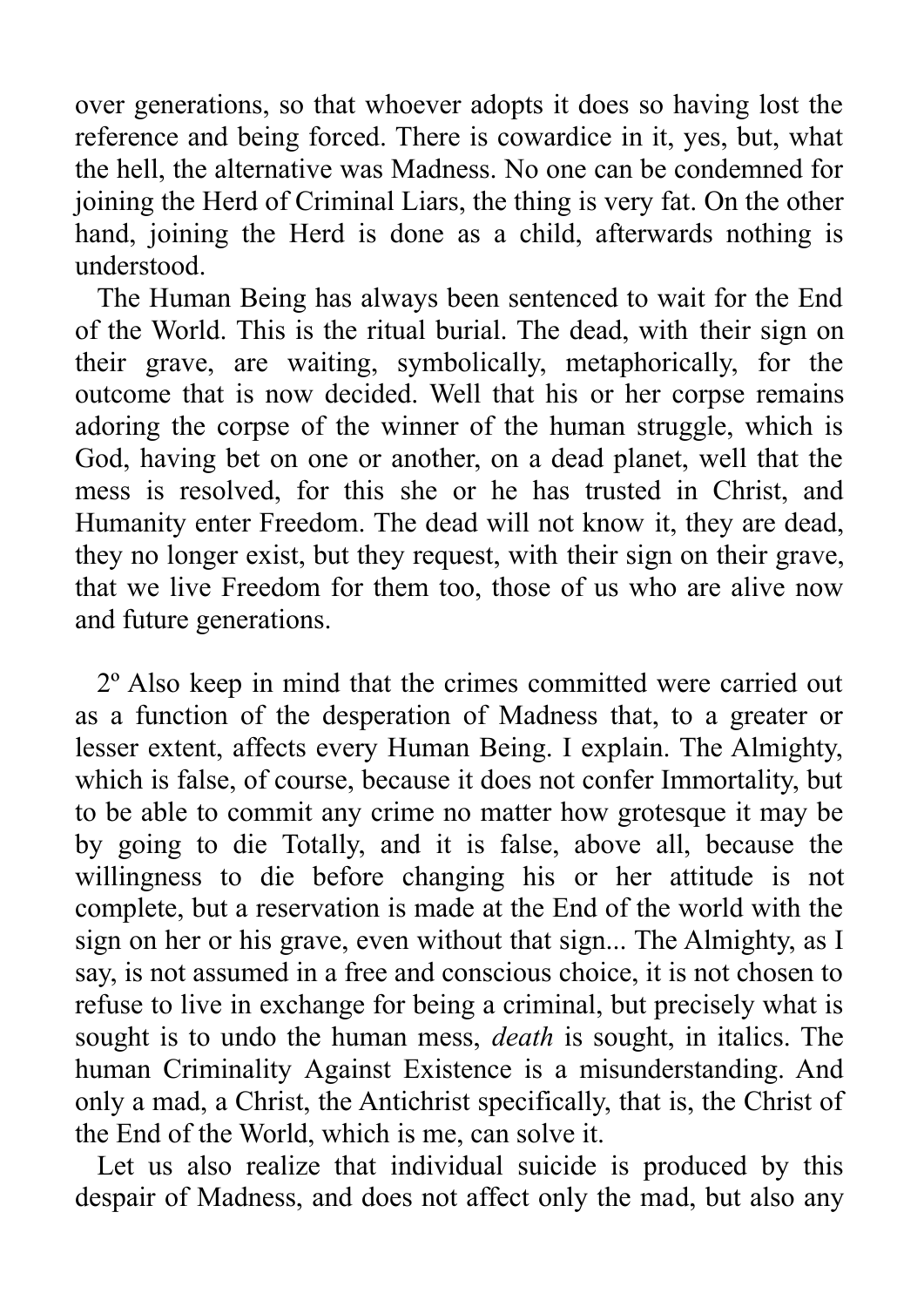over generations, so that whoever adopts it does so having lost the reference and being forced. There is cowardice in it, yes, but, what the hell, the alternative was Madness. No one can be condemned for joining the Herd of Criminal Liars, the thing is very fat. On the other hand, joining the Herd is done as a child, afterwards nothing is understood.

The Human Being has always been sentenced to wait for the End of the World. This is the ritual burial. The dead, with their sign on their grave, are waiting, symbolically, metaphorically, for the outcome that is now decided. Well that his or her corpse remains adoring the corpse of the winner of the human struggle, which is God, having bet on one or another, on a dead planet, well that the mess is resolved, for this she or he has trusted in Christ, and Humanity enter Freedom. The dead will not know it, they are dead, they no longer exist, but they request, with their sign on their grave, that we live Freedom for them too, those of us who are alive now and future generations.

2º Also keep in mind that the crimes committed were carried out as a function of the desperation of Madness that, to a greater or lesser extent, affects every Human Being. I explain. The Almighty, which is false, of course, because it does not confer Immortality, but to be able to commit any crime no matter how grotesque it may be by going to die Totally, and it is false, above all, because the willingness to die before changing his or her attitude is not complete, but a reservation is made at the End of the world with the sign on her or his grave, even without that sign... The Almighty, as I say, is not assumed in a free and conscious choice, it is not chosen to refuse to live in exchange for being a criminal, but precisely what is sought is to undo the human mess, *death* is sought, in italics. The human Criminality Against Existence is a misunderstanding. And only a mad, a Christ, the Antichrist specifically, that is, the Christ of the End of the World, which is me, can solve it.

Let us also realize that individual suicide is produced by this despair of Madness, and does not affect only the mad, but also any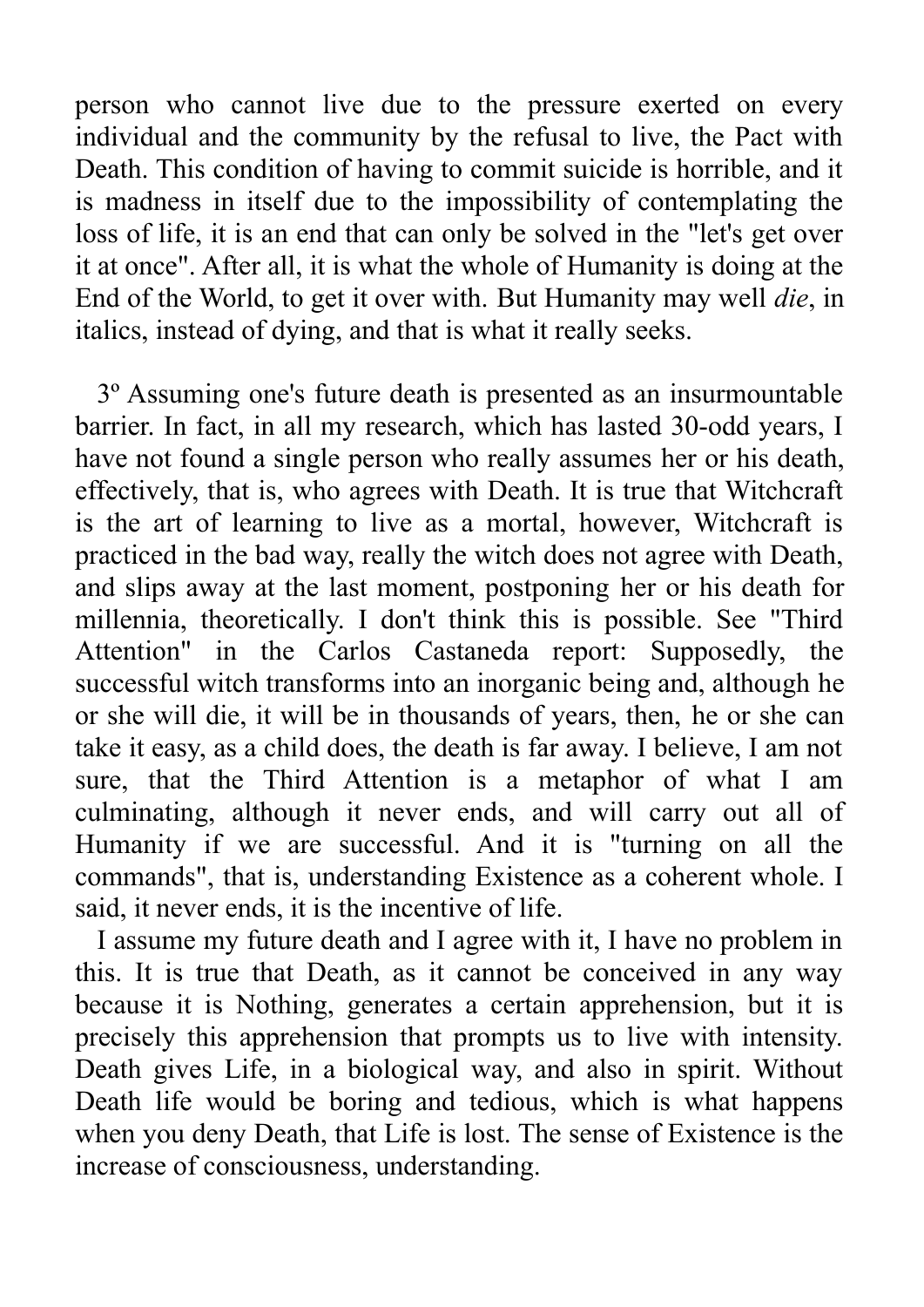person who cannot live due to the pressure exerted on every individual and the community by the refusal to live, the Pact with Death. This condition of having to commit suicide is horrible, and it is madness in itself due to the impossibility of contemplating the loss of life, it is an end that can only be solved in the "let's get over it at once". After all, it is what the whole of Humanity is doing at the End of the World, to get it over with. But Humanity may well *die*, in italics, instead of dying, and that is what it really seeks.

3º Assuming one's future death is presented as an insurmountable barrier. In fact, in all my research, which has lasted 30-odd years, I have not found a single person who really assumes her or his death, effectively, that is, who agrees with Death. It is true that Witchcraft is the art of learning to live as a mortal, however, Witchcraft is practiced in the bad way, really the witch does not agree with Death, and slips away at the last moment, postponing her or his death for millennia, theoretically. I don't think this is possible. See "Third Attention" in the Carlos Castaneda report: Supposedly, the successful witch transforms into an inorganic being and, although he or she will die, it will be in thousands of years, then, he or she can take it easy, as a child does, the death is far away. I believe, I am not sure, that the Third Attention is a metaphor of what I am culminating, although it never ends, and will carry out all of Humanity if we are successful. And it is "turning on all the commands", that is, understanding Existence as a coherent whole. I said, it never ends, it is the incentive of life.

I assume my future death and I agree with it, I have no problem in this. It is true that Death, as it cannot be conceived in any way because it is Nothing, generates a certain apprehension, but it is precisely this apprehension that prompts us to live with intensity. Death gives Life, in a biological way, and also in spirit. Without Death life would be boring and tedious, which is what happens when you deny Death, that Life is lost. The sense of Existence is the increase of consciousness, understanding.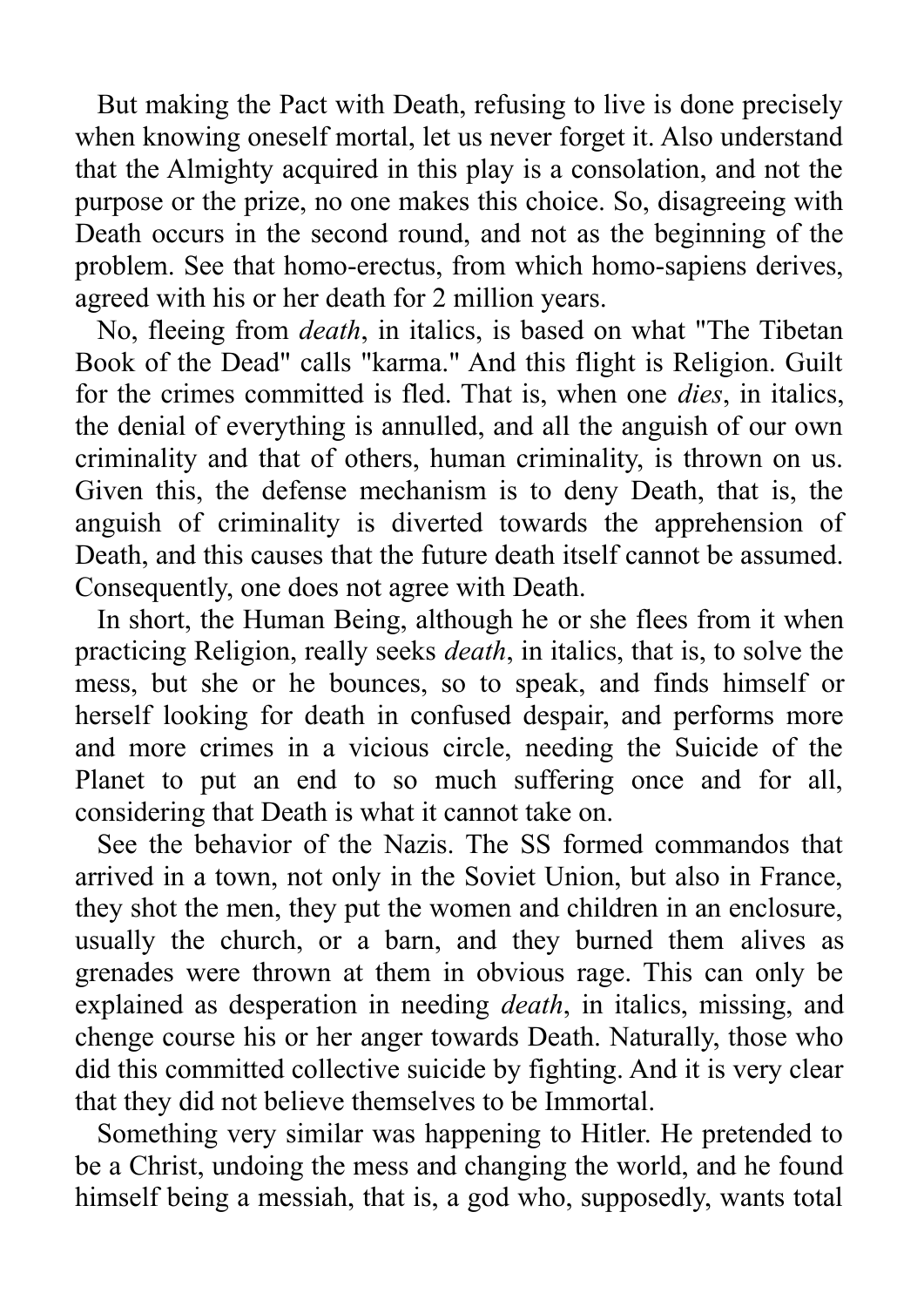But making the Pact with Death, refusing to live is done precisely when knowing oneself mortal, let us never forget it. Also understand that the Almighty acquired in this play is a consolation, and not the purpose or the prize, no one makes this choice. So, disagreeing with Death occurs in the second round, and not as the beginning of the problem. See that homo-erectus, from which homo-sapiens derives, agreed with his or her death for 2 million years.

No, fleeing from *death*, in italics, is based on what "The Tibetan Book of the Dead" calls "karma." And this flight is Religion. Guilt for the crimes committed is fled. That is, when one *dies*, in italics, the denial of everything is annulled, and all the anguish of our own criminality and that of others, human criminality, is thrown on us. Given this, the defense mechanism is to deny Death, that is, the anguish of criminality is diverted towards the apprehension of Death, and this causes that the future death itself cannot be assumed. Consequently, one does not agree with Death.

In short, the Human Being, although he or she flees from it when practicing Religion, really seeks *death*, in italics, that is, to solve the mess, but she or he bounces, so to speak, and finds himself or herself looking for death in confused despair, and performs more and more crimes in a vicious circle, needing the Suicide of the Planet to put an end to so much suffering once and for all, considering that Death is what it cannot take on.

See the behavior of the Nazis. The SS formed commandos that arrived in a town, not only in the Soviet Union, but also in France, they shot the men, they put the women and children in an enclosure, usually the church, or a barn, and they burned them alives as grenades were thrown at them in obvious rage. This can only be explained as desperation in needing *death*, in italics, missing, and chenge course his or her anger towards Death. Naturally, those who did this committed collective suicide by fighting. And it is very clear that they did not believe themselves to be Immortal.

Something very similar was happening to Hitler. He pretended to be a Christ, undoing the mess and changing the world, and he found himself being a messiah, that is, a god who, supposedly, wants total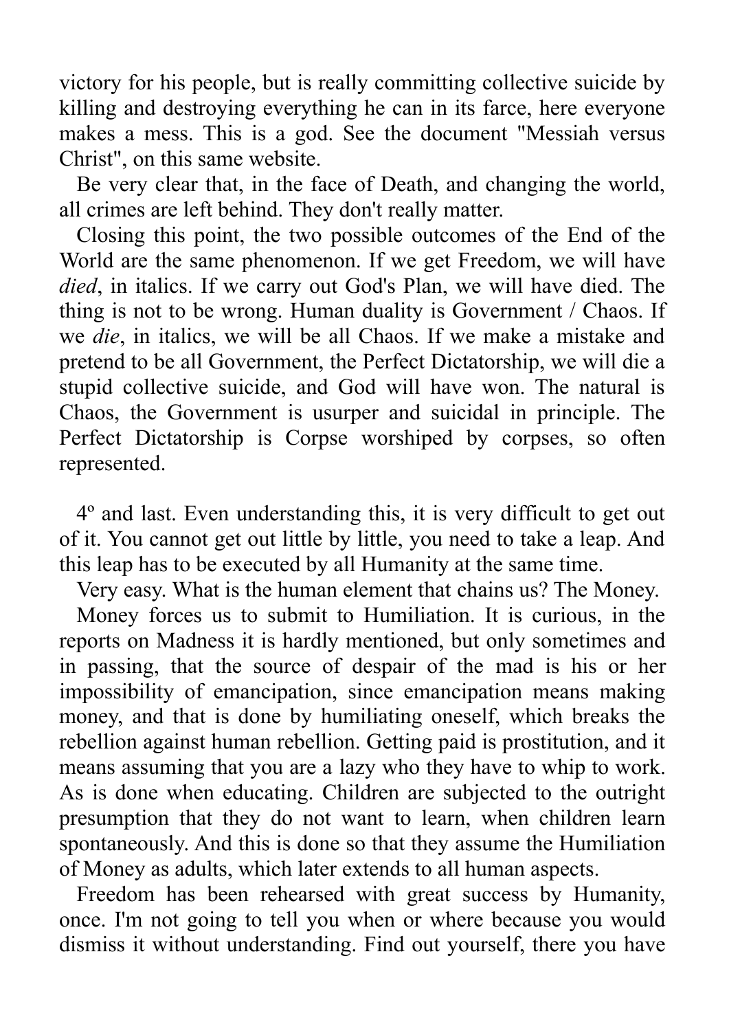victory for his people, but is really committing collective suicide by killing and destroying everything he can in its farce, here everyone makes a mess. This is a god. See the document "Messiah versus Christ", on this same website.

Be very clear that, in the face of Death, and changing the world, all crimes are left behind. They don't really matter.

Closing this point, the two possible outcomes of the End of the World are the same phenomenon. If we get Freedom, we will have *died*, in italics. If we carry out God's Plan, we will have died. The thing is not to be wrong. Human duality is Government / Chaos. If we *die*, in italics, we will be all Chaos. If we make a mistake and pretend to be all Government, the Perfect Dictatorship, we will die a stupid collective suicide, and God will have won. The natural is Chaos, the Government is usurper and suicidal in principle. The Perfect Dictatorship is Corpse worshiped by corpses, so often represented.

4º and last. Even understanding this, it is very difficult to get out of it. You cannot get out little by little, you need to take a leap. And this leap has to be executed by all Humanity at the same time.

Very easy. What is the human element that chains us? The Money.

Money forces us to submit to Humiliation. It is curious, in the reports on Madness it is hardly mentioned, but only sometimes and in passing, that the source of despair of the mad is his or her impossibility of emancipation, since emancipation means making money, and that is done by humiliating oneself, which breaks the rebellion against human rebellion. Getting paid is prostitution, and it means assuming that you are a lazy who they have to whip to work. As is done when educating. Children are subjected to the outright presumption that they do not want to learn, when children learn spontaneously. And this is done so that they assume the Humiliation of Money as adults, which later extends to all human aspects.

Freedom has been rehearsed with great success by Humanity, once. I'm not going to tell you when or where because you would dismiss it without understanding. Find out yourself, there you have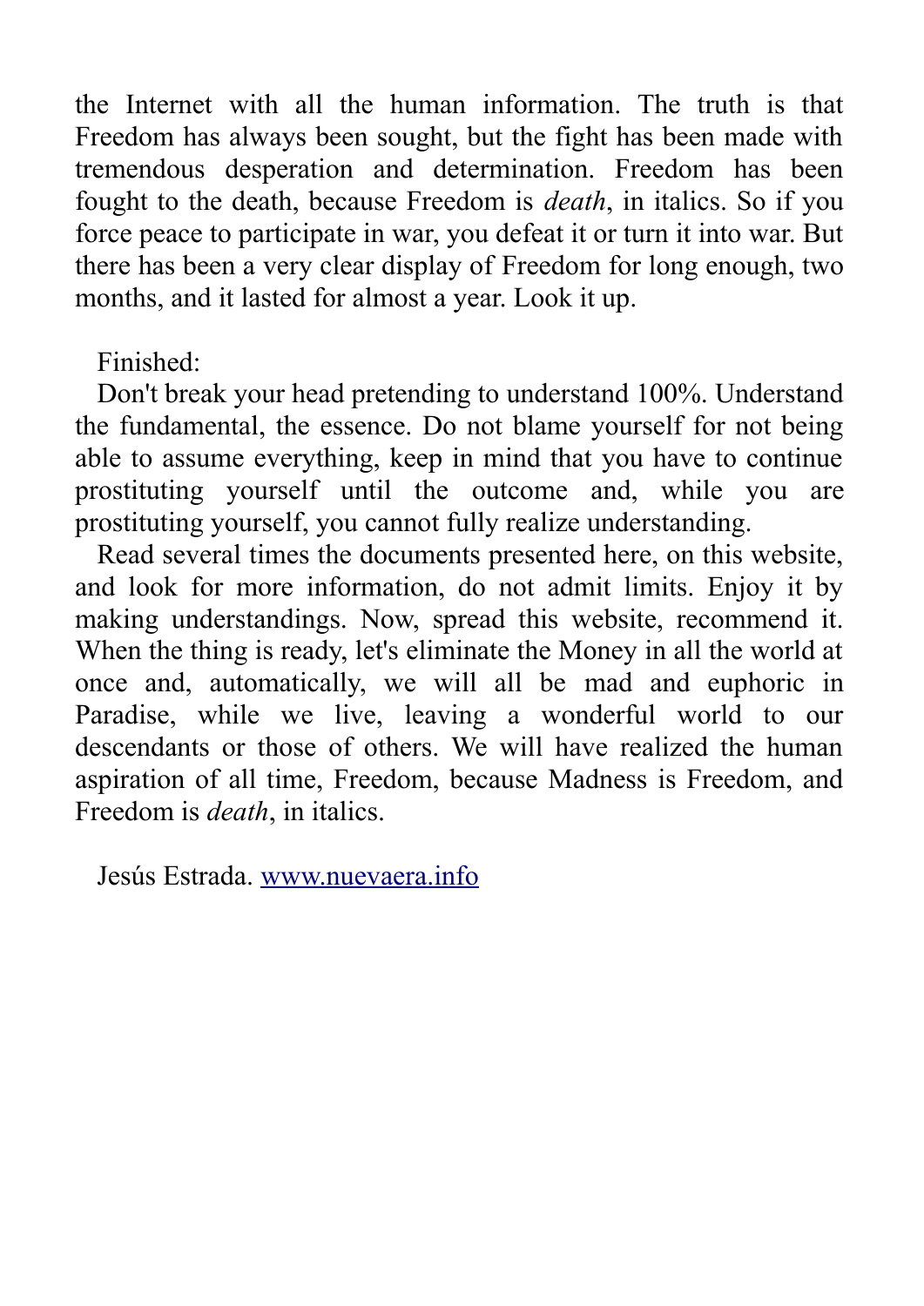the Internet with all the human information. The truth is that Freedom has always been sought, but the fight has been made with tremendous desperation and determination. Freedom has been fought to the death, because Freedom is *death*, in italics. So if you force peace to participate in war, you defeat it or turn it into war. But there has been a very clear display of Freedom for long enough, two months, and it lasted for almost a year. Look it up.

Finished:

Don't break your head pretending to understand 100%. Understand the fundamental, the essence. Do not blame yourself for not being able to assume everything, keep in mind that you have to continue prostituting yourself until the outcome and, while you are prostituting yourself, you cannot fully realize understanding.

Read several times the documents presented here, on this website, and look for more information, do not admit limits. Enjoy it by making understandings. Now, spread this website, recommend it. When the thing is ready, let's eliminate the Money in all the world at once and, automatically, we will all be mad and euphoric in Paradise, while we live, leaving a wonderful world to our descendants or those of others. We will have realized the human aspiration of all time, Freedom, because Madness is Freedom, and Freedom is *death*, in italics.

Jesús Estrada. [www.nuevaera.info](http://www.nuevaera.info)